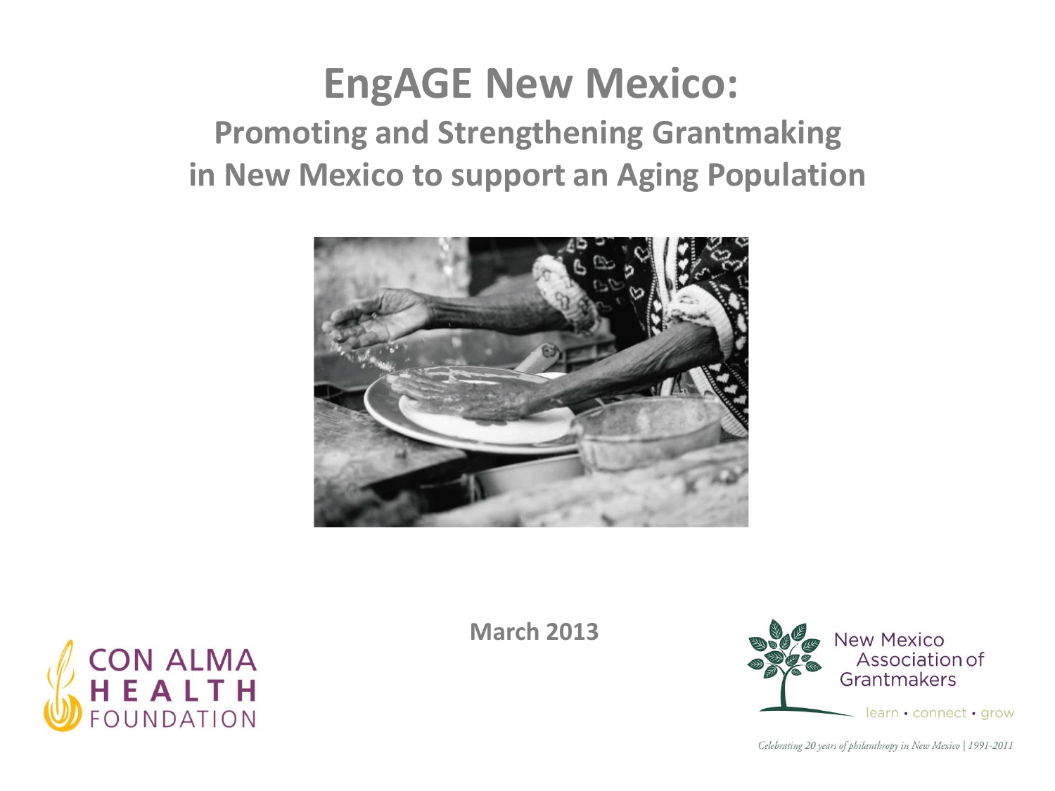# EngAGE New Mexico:

## Promoting and Strengthening Grantmaking in New Mexico to support an Aging Population

**March 2013**

CON ALMA HEALTH FOUNDATION

New Mexico Association of Grantmakers

learn • connect • grow

*Celebrating 20 years of philanthropy in New Mexico | 1991-2011*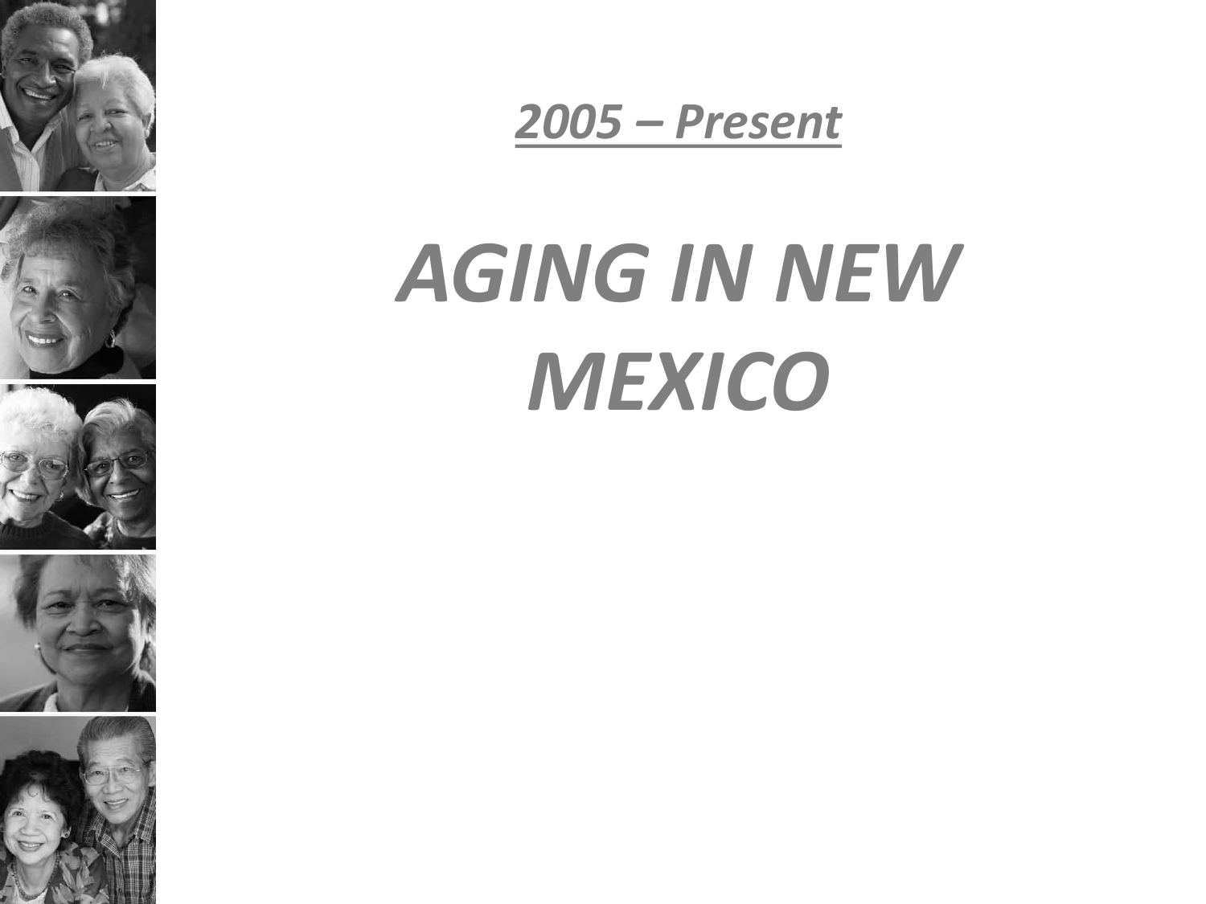***2005 – Present***

# *AGING IN NEW MEXICO*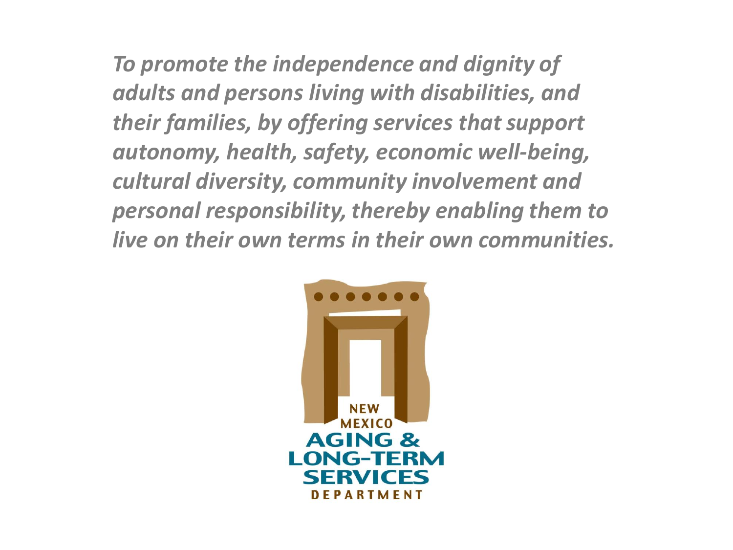*To promote the independence and dignity of adults and persons living with disabilities, and their families, by offering services that support autonomy, health, safety, economic well-being, cultural diversity, community involvement and personal responsibility, thereby enabling them to live on their own terms in their own communities.*

NEW MEXICO
AGING & LONG-TERM SERVICES
DEPARTMENT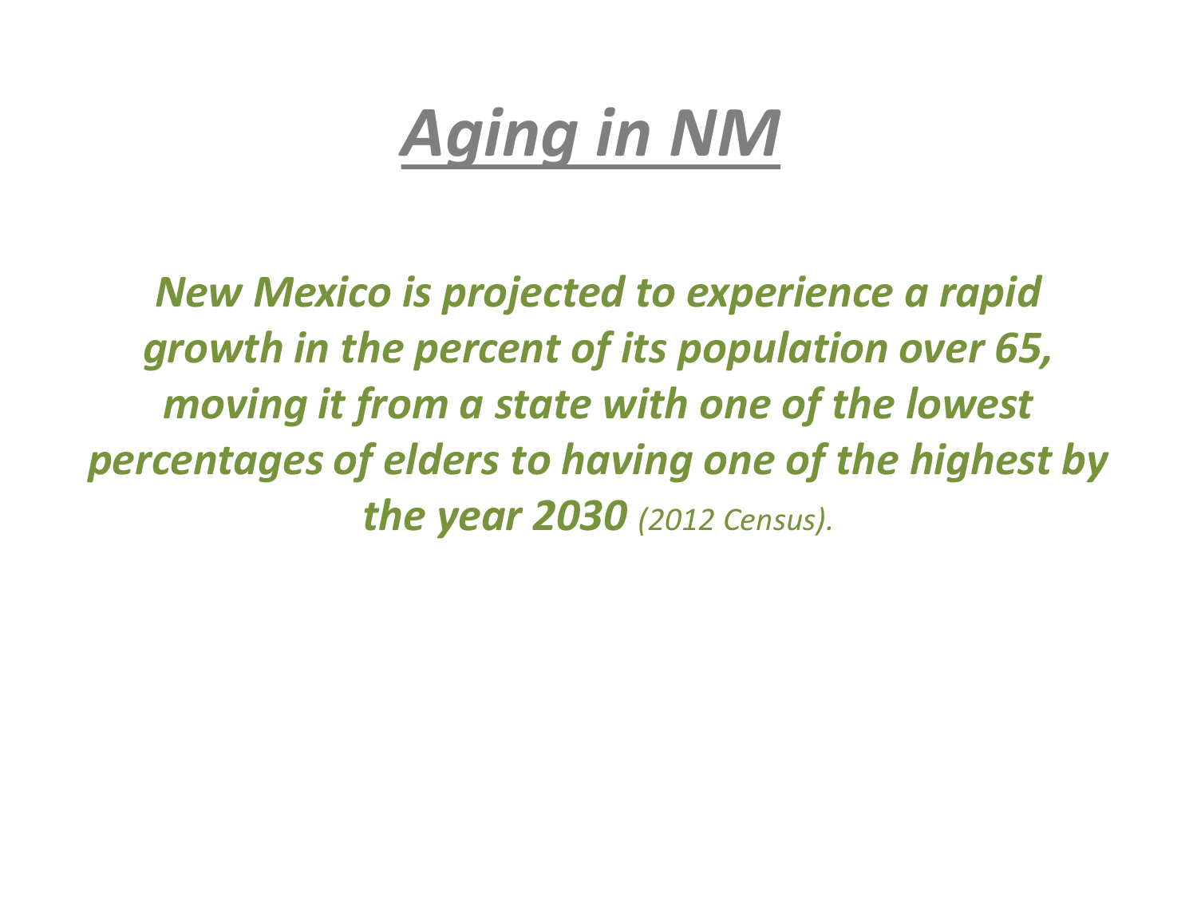# ***Aging in NM***

***New Mexico is projected to experience a rapid growth in the percent of its population over 65, moving it from a state with one of the lowest percentages of elders to having one of the highest by the year 2030*** *(2012 Census).*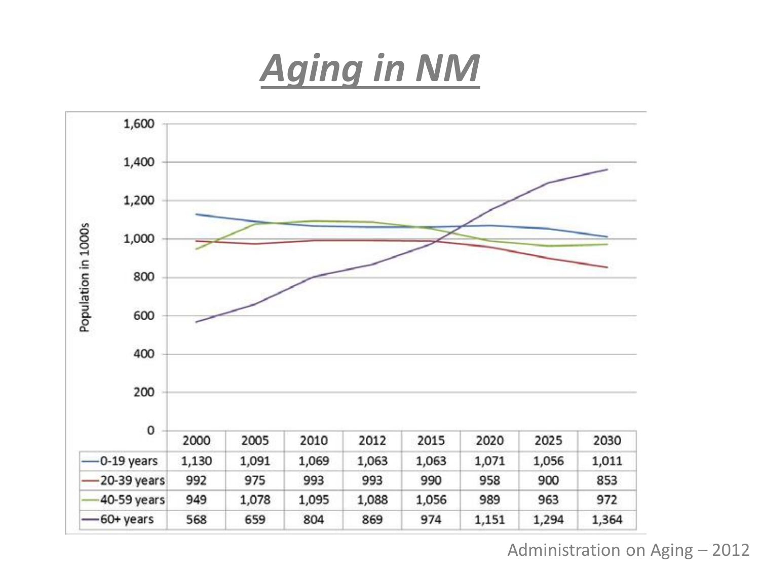# *Aging in NM*

Population in 1000s

| | 2000 | 2005 | 2010 | 2012 | 2015 | 2020 | 2025 | 2030 |
|---|---|---|---|---|---|---|---|---|
| 0-19 years | 1,130 | 1,091 | 1,069 | 1,063 | 1,063 | 1,071 | 1,056 | 1,011 |
| 20-39 years | 992 | 975 | 993 | 993 | 990 | 958 | 900 | 853 |
| 40-59 years | 949 | 1,078 | 1,095 | 1,088 | 1,056 | 989 | 963 | 972 |
| 60+ years | 568 | 659 | 804 | 869 | 974 | 1,151 | 1,294 | 1,364 |

Administration on Aging – 2012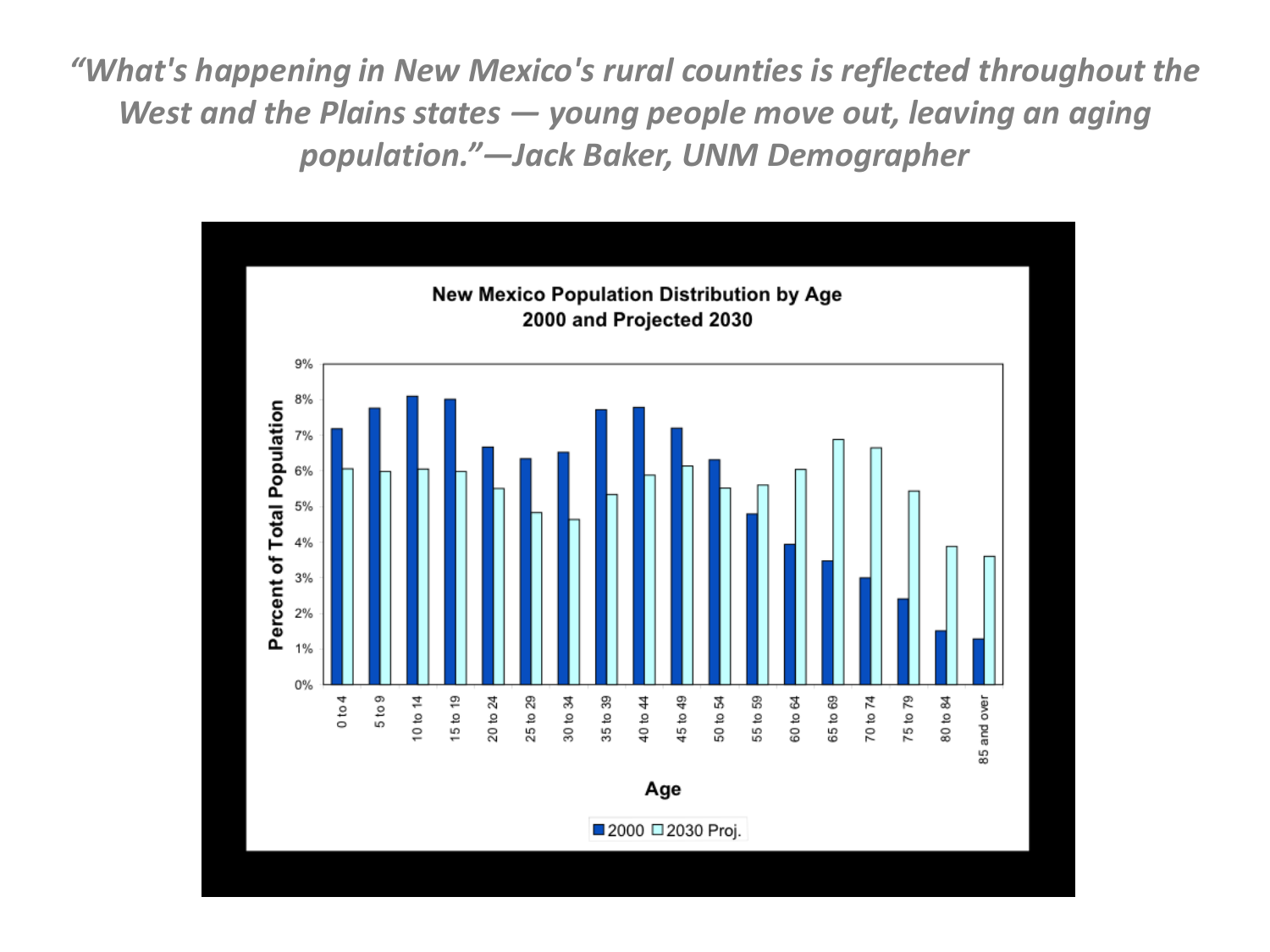*"What's happening in New Mexico's rural counties is reflected throughout the West and the Plains states — young people move out, leaving an aging population."—Jack Baker, UNM Demographer*

**New Mexico Population Distribution by Age**
**2000 and Projected 2030**

Percent of Total Population

Age

■ 2000 □ 2030 Proj.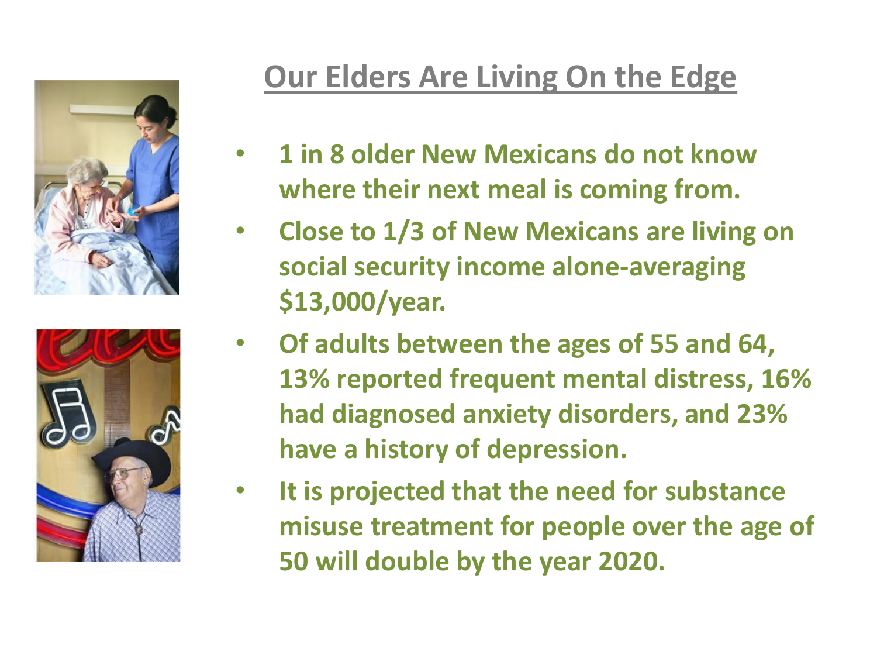## Our Elders Are Living On the Edge

- **1 in 8 older New Mexicans do not know where their next meal is coming from.**
- **Close to 1/3 of New Mexicans are living on social security income alone-averaging $13,000/year.**
- **Of adults between the ages of 55 and 64, 13% reported frequent mental distress, 16% had diagnosed anxiety disorders, and 23% have a history of depression.**
- **It is projected that the need for substance misuse treatment for people over the age of 50 will double by the year 2020.**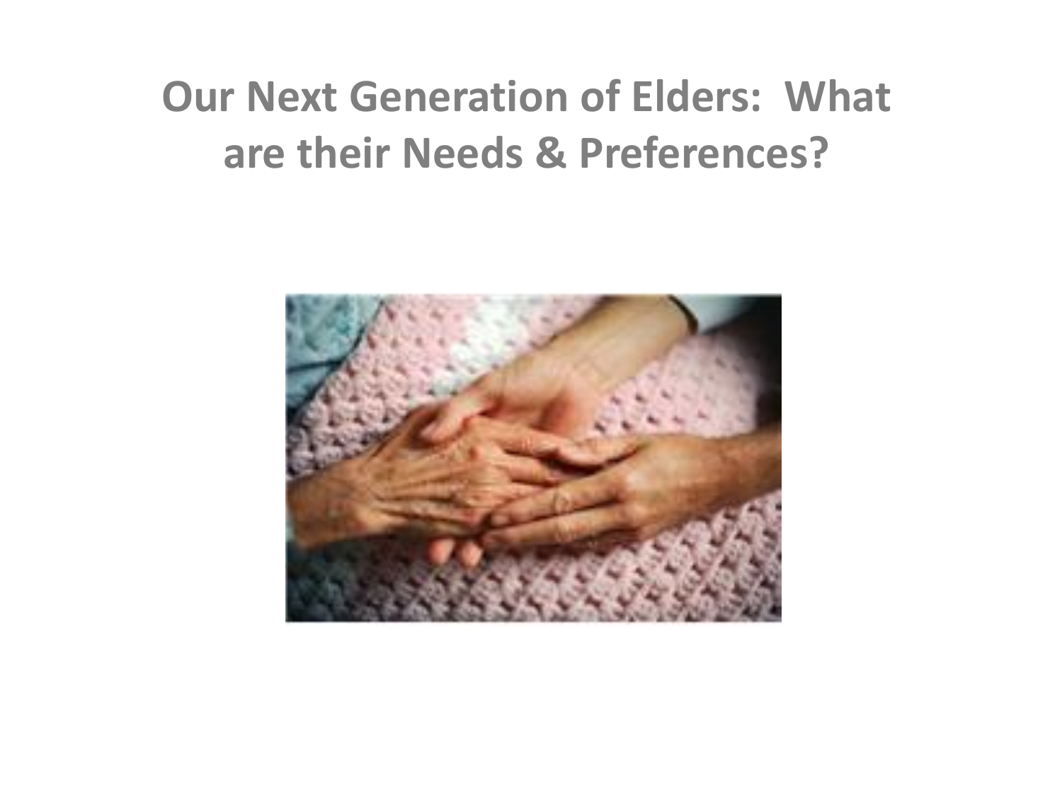# Our Next Generation of Elders: What are their Needs & Preferences?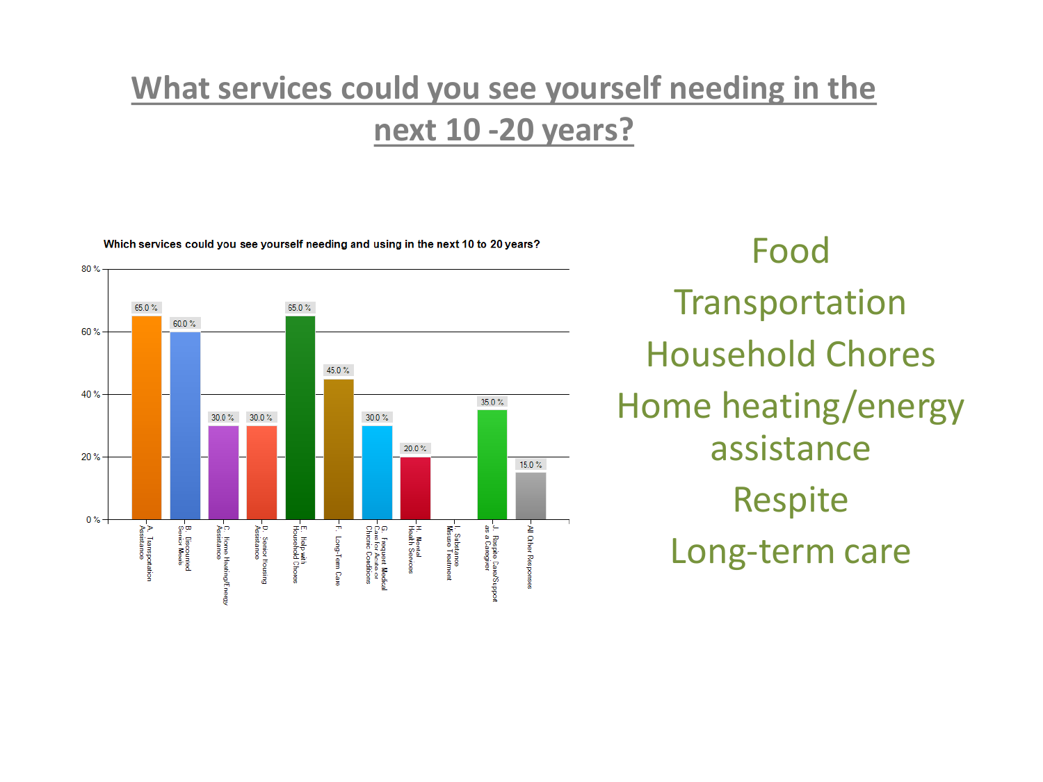# What services could you see yourself needing in the next 10 -20 years?

**Which services could you see yourself needing and using in the next 10 to 20 years?**

| Service | Percent |
| --- | --- |
| A. Transportation Assistance | 65.0 % |
| B. Discounted Senior Meals | 60.0 % |
| C. Home Heating/Energy Assistance | 30.0 % |
| D. Senior housing Assistance | 30.0 % |
| E. Help with Household Chores | 65.0 % |
| F. Long-Term Care | 45.0 % |
| G. Frequent Medical Care for Acute or Chronic Conditions | 30.0 % |
| H. Mental Health Services | 20.0 % |
| I. Substance Misuse Treatment | |
| J. Respite Care/Support as a Caregiver | 35.0 % |
| All Other Responses | 15.0 % |

Food

Transportation

Household Chores

Home heating/energy assistance

Respite

Long-term care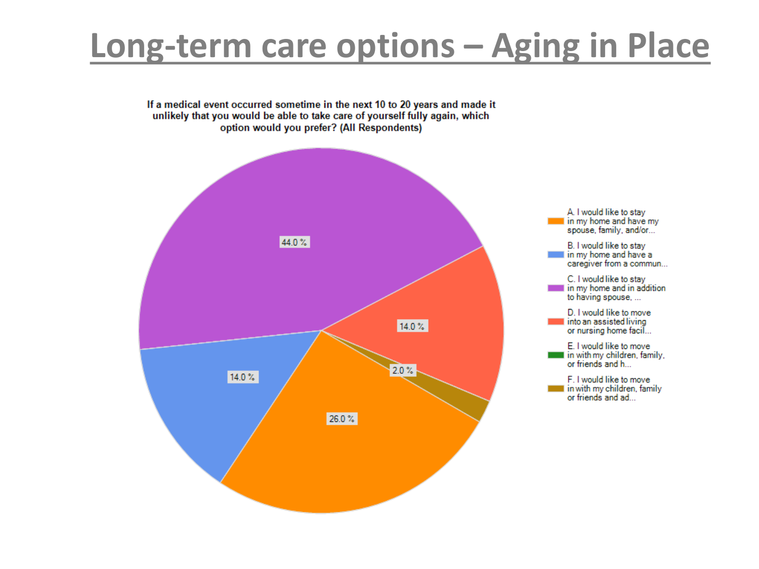# Long-term care options – Aging in Place

**If a medical event occurred sometime in the next 10 to 20 years and made it unlikely that you would be able to take care of yourself fully again, which option would you prefer? (All Respondents)**

| Option | Percentage |
| --- | --- |
| A. I would like to stay in my home and have my spouse, family, and/or... | 26.0 % |
| B. I would like to stay in my home and have a caregiver from a commun... | 14.0 % |
| C. I would like to stay in my home and in addition to having spouse, ... | 44.0 % |
| D. I would like to move into an assisted living or nursing home facil... | 14.0 % |
| E. I would like to move in with my children, family, or friends and h... | |
| F. I would like to move in with my children, family or friends and ad... | 2.0 % |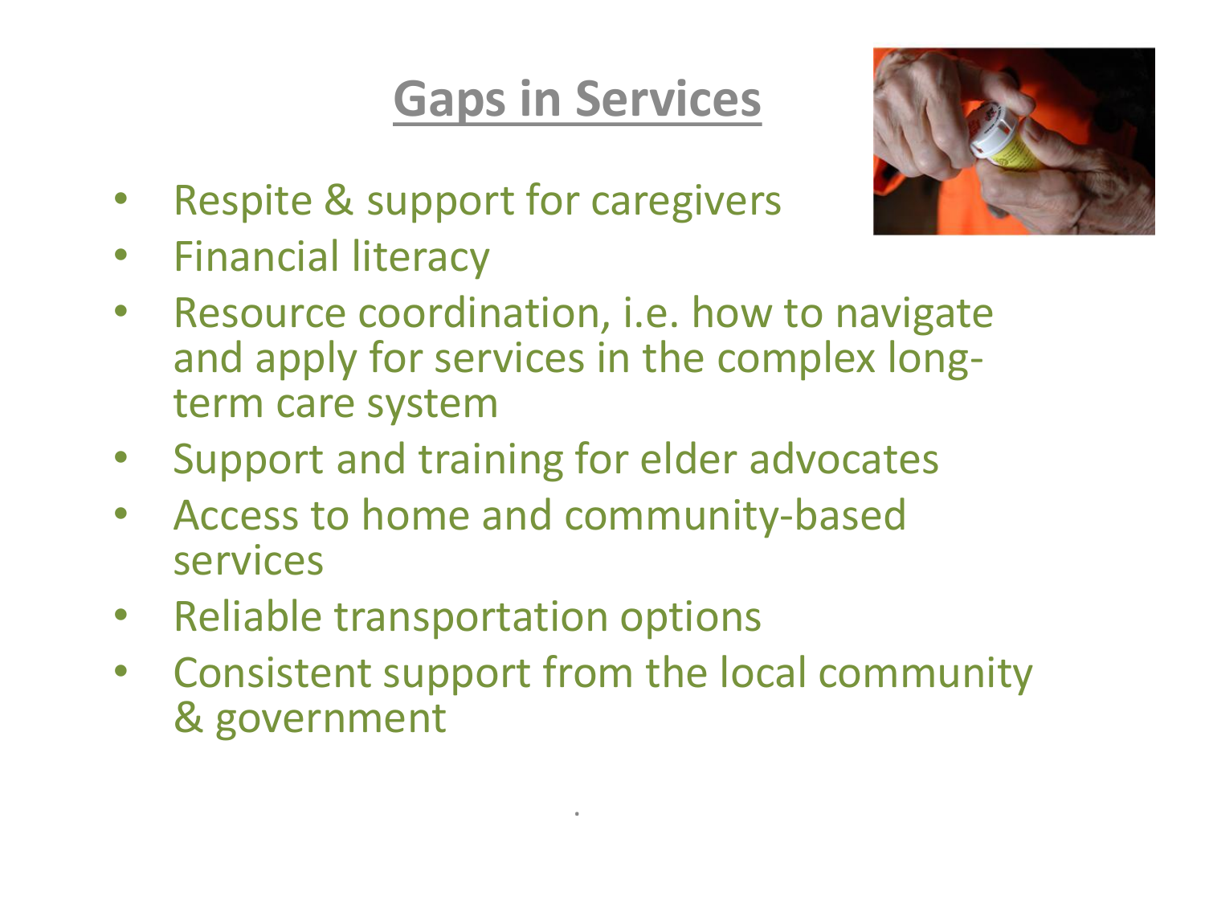# Gaps in Services

- Respite & support for caregivers
- Financial literacy
- Resource coordination, i.e. how to navigate and apply for services in the complex long-term care system
- Support and training for elder advocates
- Access to home and community-based services
- Reliable transportation options
- Consistent support from the local community & government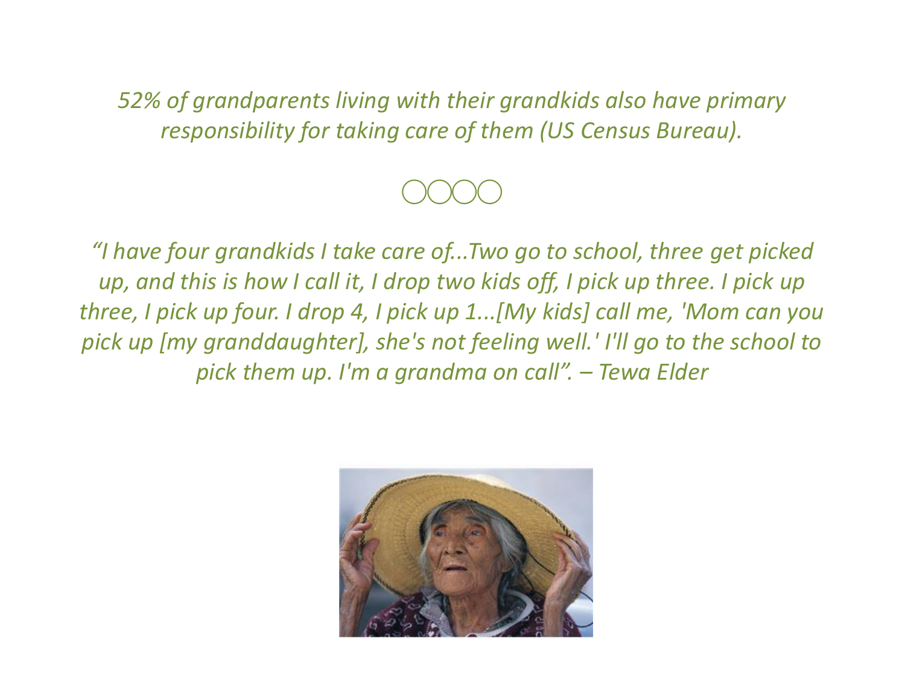*52% of grandparents living with their grandkids also have primary responsibility for taking care of them (US Census Bureau).*

◯◯◯◯

*"I have four grandkids I take care of...Two go to school, three get picked up, and this is how I call it, I drop two kids off, I pick up three. I pick up three, I pick up four. I drop 4, I pick up 1...[My kids] call me, 'Mom can you pick up [my granddaughter], she's not feeling well.' I'll go to the school to pick them up. I'm a grandma on call". – Tewa Elder*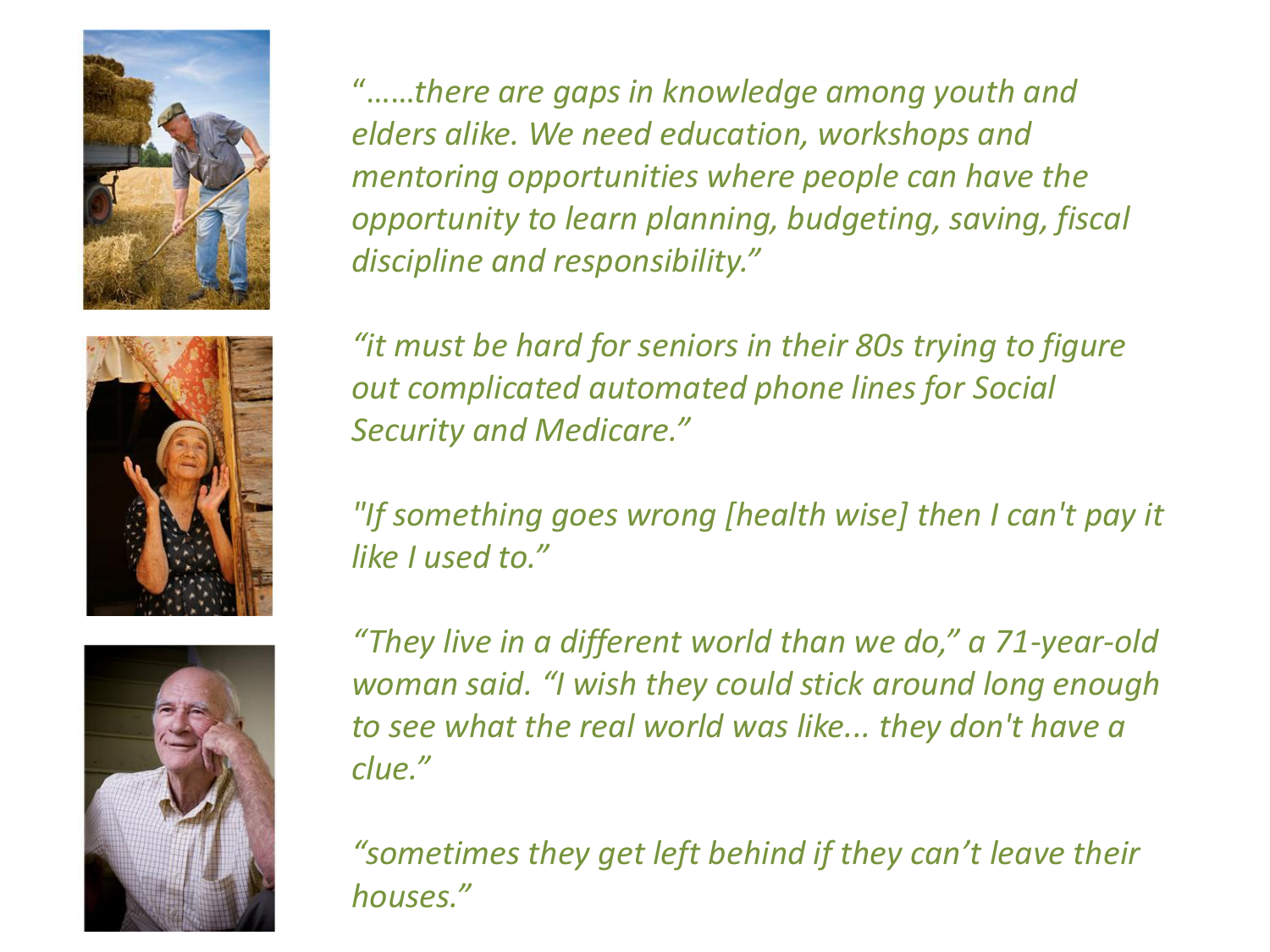*"……there are gaps in knowledge among youth and elders alike. We need education, workshops and mentoring opportunities where people can have the opportunity to learn planning, budgeting, saving, fiscal discipline and responsibility."*

*"it must be hard for seniors in their 80s trying to figure out complicated automated phone lines for Social Security and Medicare."*

*"If something goes wrong [health wise] then I can't pay it like I used to."*

*"They live in a different world than we do," a 71-year-old woman said. "I wish they could stick around long enough to see what the real world was like... they don't have a clue."*

*"sometimes they get left behind if they can't leave their houses."*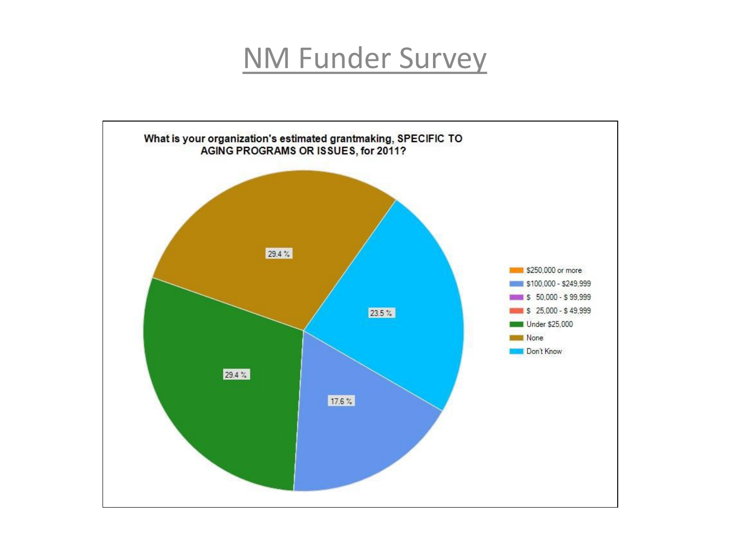# NM Funder Survey

**What is your organization's estimated grantmaking, SPECIFIC TO AGING PROGRAMS OR ISSUES, for 2011?**

| Response | Percentage |
| --- | --- |
| $250,000 or more | |
| $100,000 - $249,999 | 17.6 % |
| $ 50,000 - $ 99,999 | |
| $ 25,000 - $ 49,999 | |
| Under $25,000 | 29.4 % |
| None | 29.4 % |
| Don't Know | 23.5 % |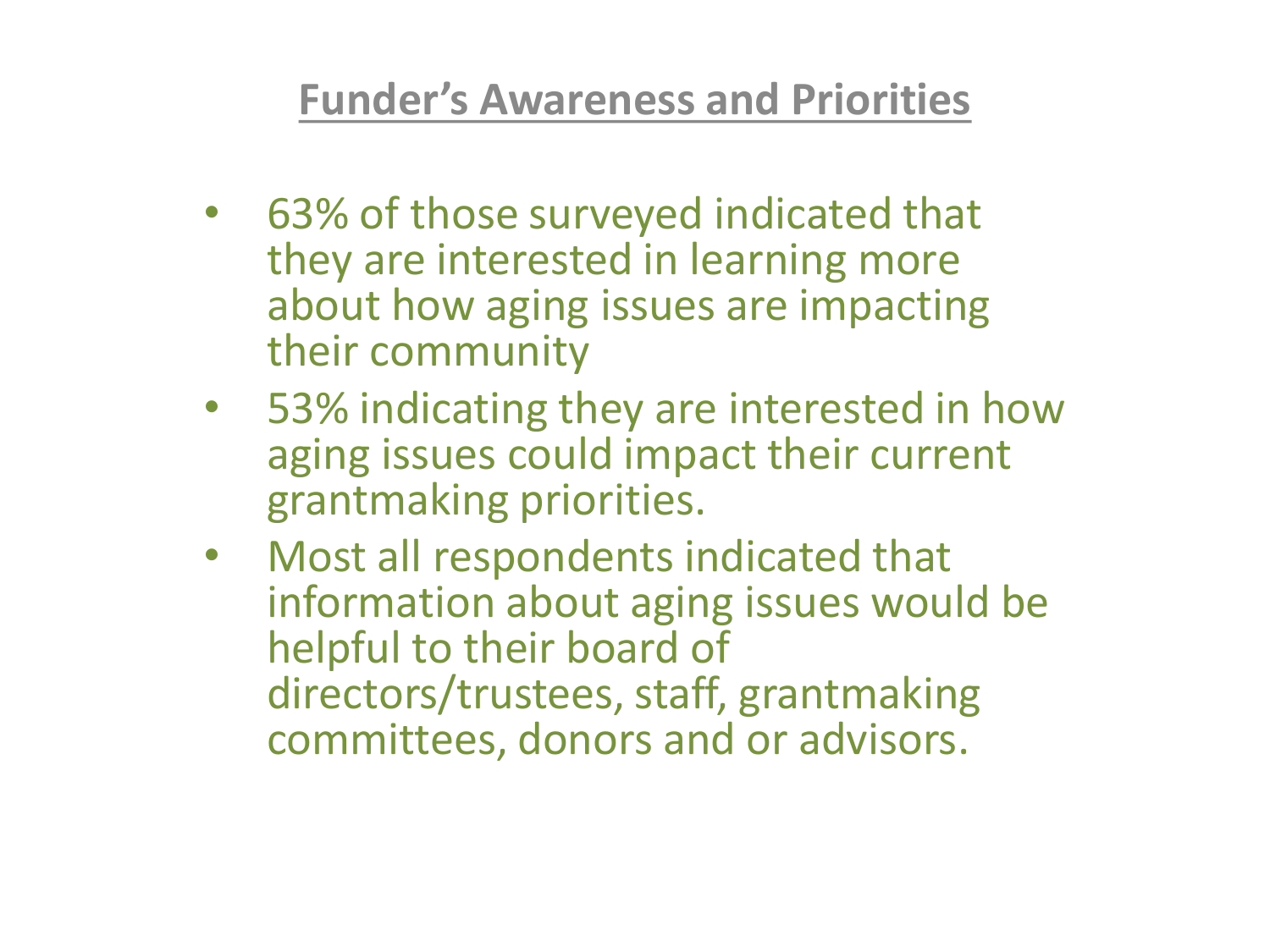## Funder's Awareness and Priorities

- 63% of those surveyed indicated that they are interested in learning more about how aging issues are impacting their community
- 53% indicating they are interested in how aging issues could impact their current grantmaking priorities.
- Most all respondents indicated that information about aging issues would be helpful to their board of directors/trustees, staff, grantmaking committees, donors and or advisors.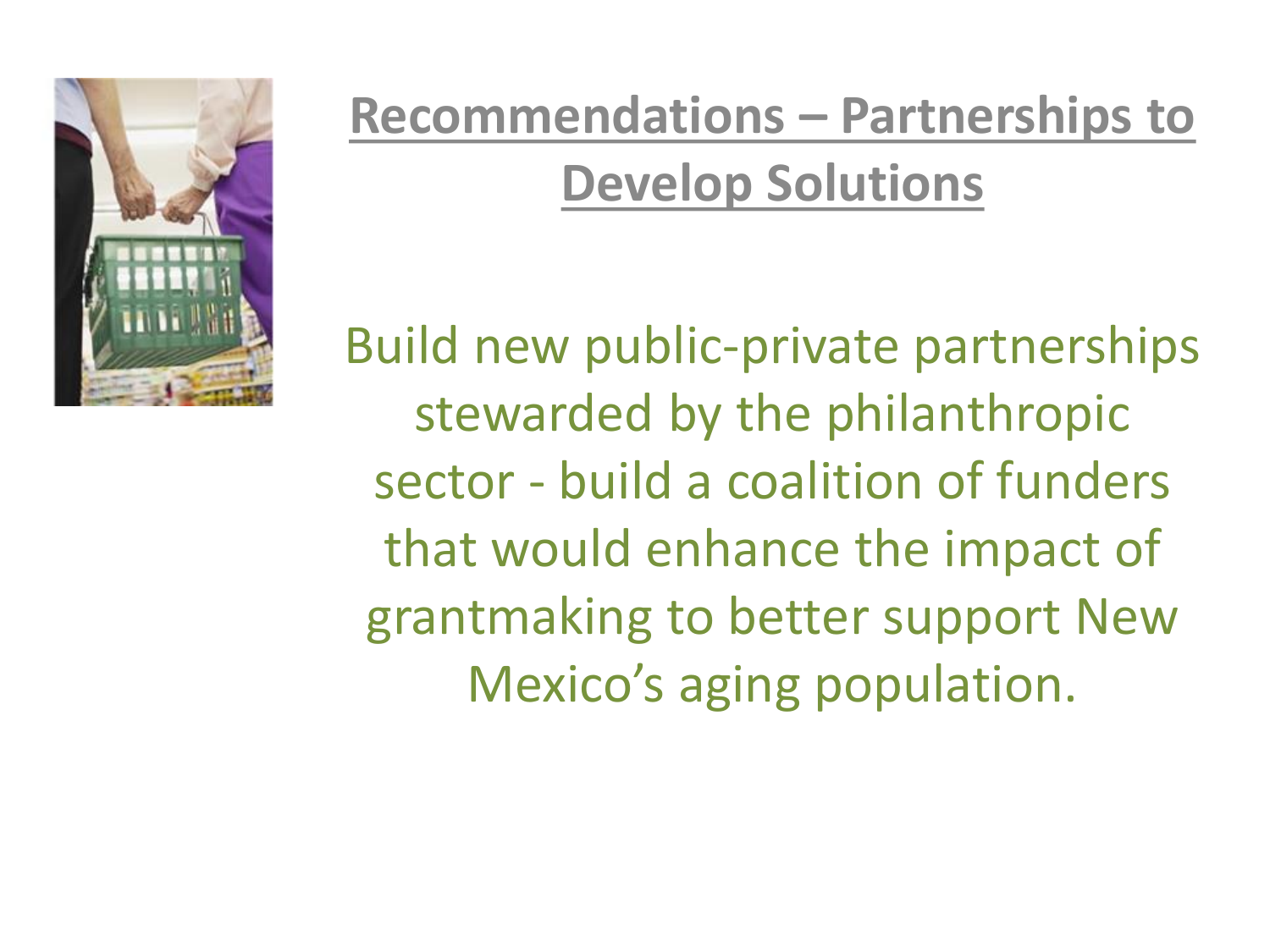# Recommendations – Partnerships to Develop Solutions

Build new public-private partnerships stewarded by the philanthropic sector - build a coalition of funders that would enhance the impact of grantmaking to better support New Mexico's aging population.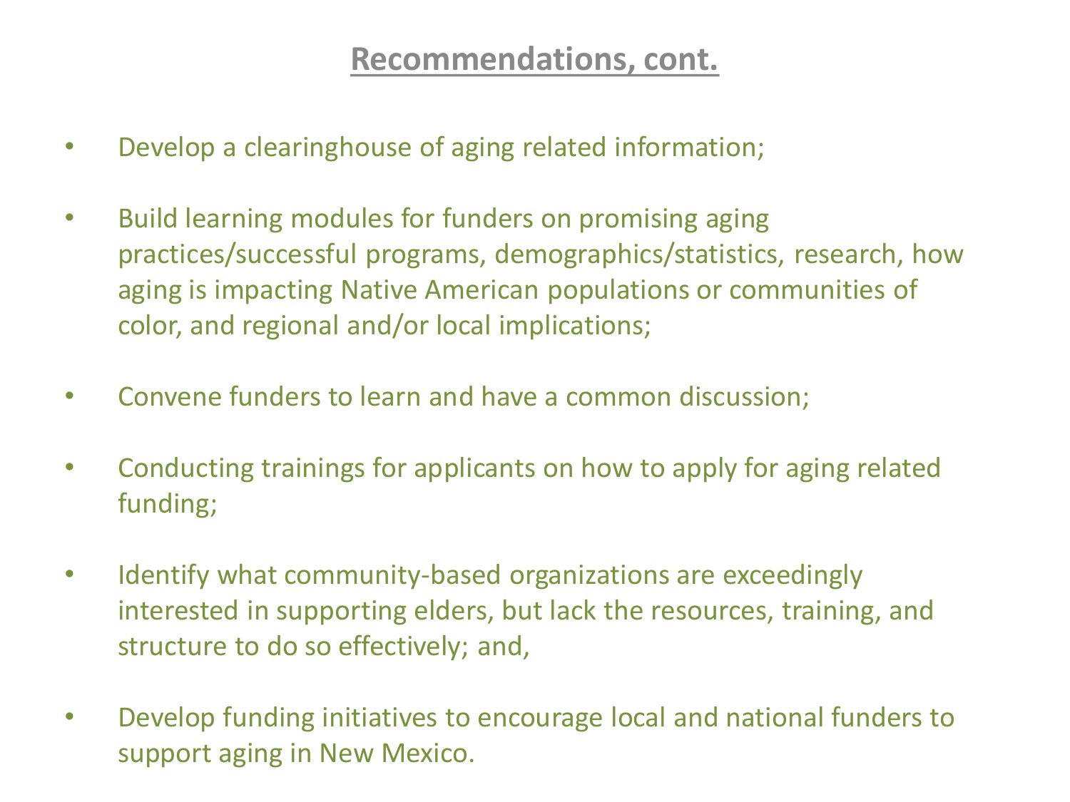## Recommendations, cont.

- Develop a clearinghouse of aging related information;
- Build learning modules for funders on promising aging practices/successful programs, demographics/statistics, research, how aging is impacting Native American populations or communities of color, and regional and/or local implications;
- Convene funders to learn and have a common discussion;
- Conducting trainings for applicants on how to apply for aging related funding;
- Identify what community-based organizations are exceedingly interested in supporting elders, but lack the resources, training, and structure to do so effectively; and,
- Develop funding initiatives to encourage local and national funders to support aging in New Mexico.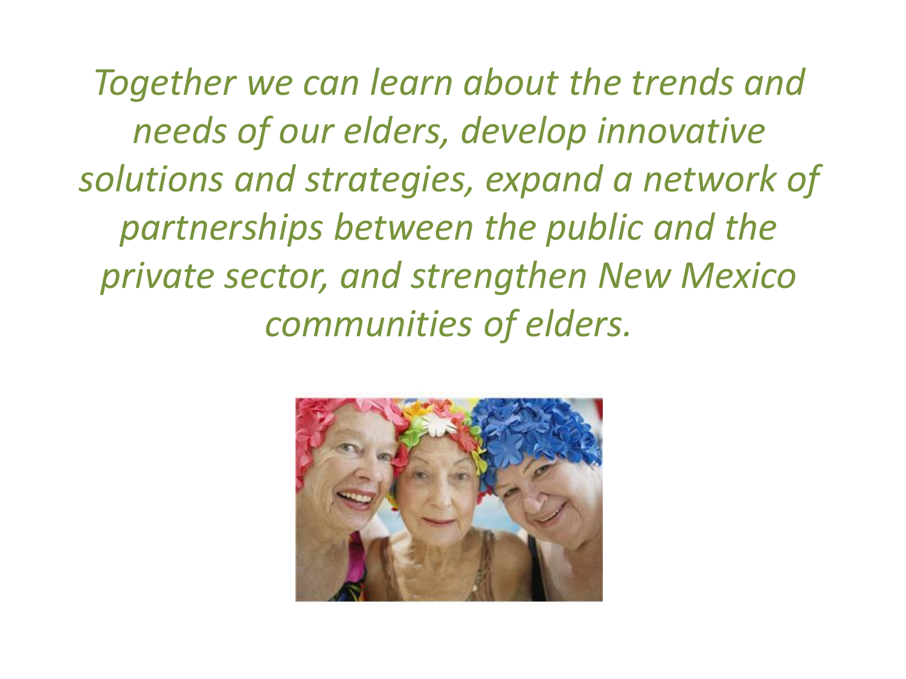*Together we can learn about the trends and needs of our elders, develop innovative solutions and strategies, expand a network of partnerships between the public and the private sector, and strengthen New Mexico communities of elders.*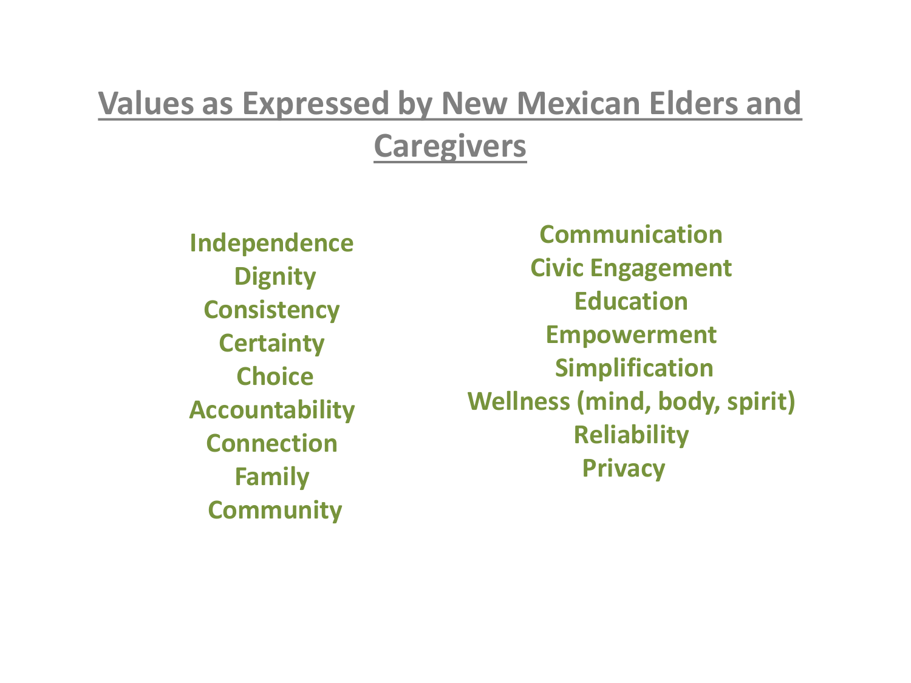# Values as Expressed by New Mexican Elders and Caregivers

- Independence
- Dignity
- Consistency
- Certainty
- Choice
- Accountability
- Connection
- Family
- Community
- Communication
- Civic Engagement
- Education
- Empowerment
- Simplification
- Wellness (mind, body, spirit)
- Reliability
- Privacy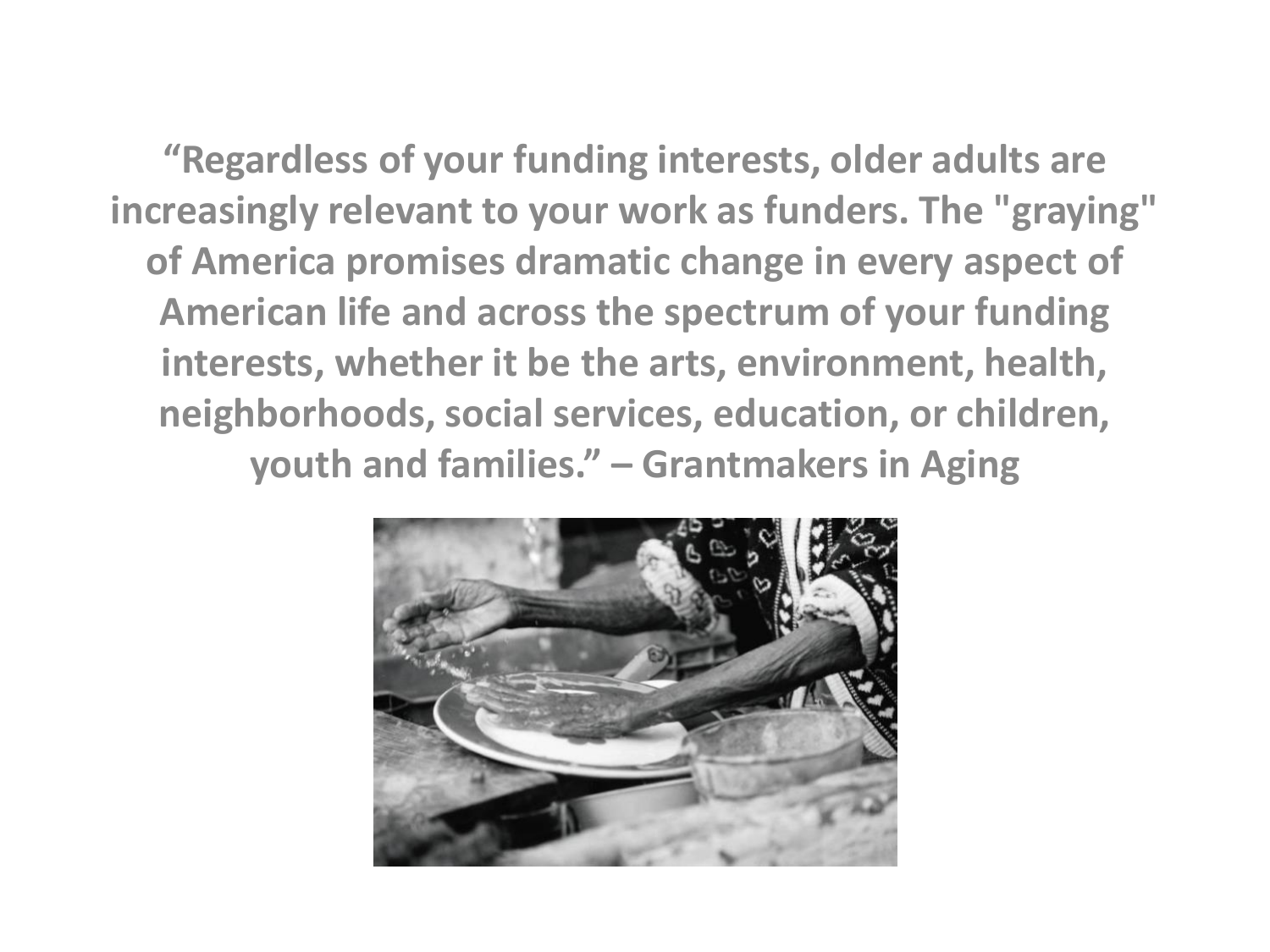**“Regardless of your funding interests, older adults are increasingly relevant to your work as funders. The "graying" of America promises dramatic change in every aspect of American life and across the spectrum of your funding interests, whether it be the arts, environment, health, neighborhoods, social services, education, or children, youth and families.” – Grantmakers in Aging**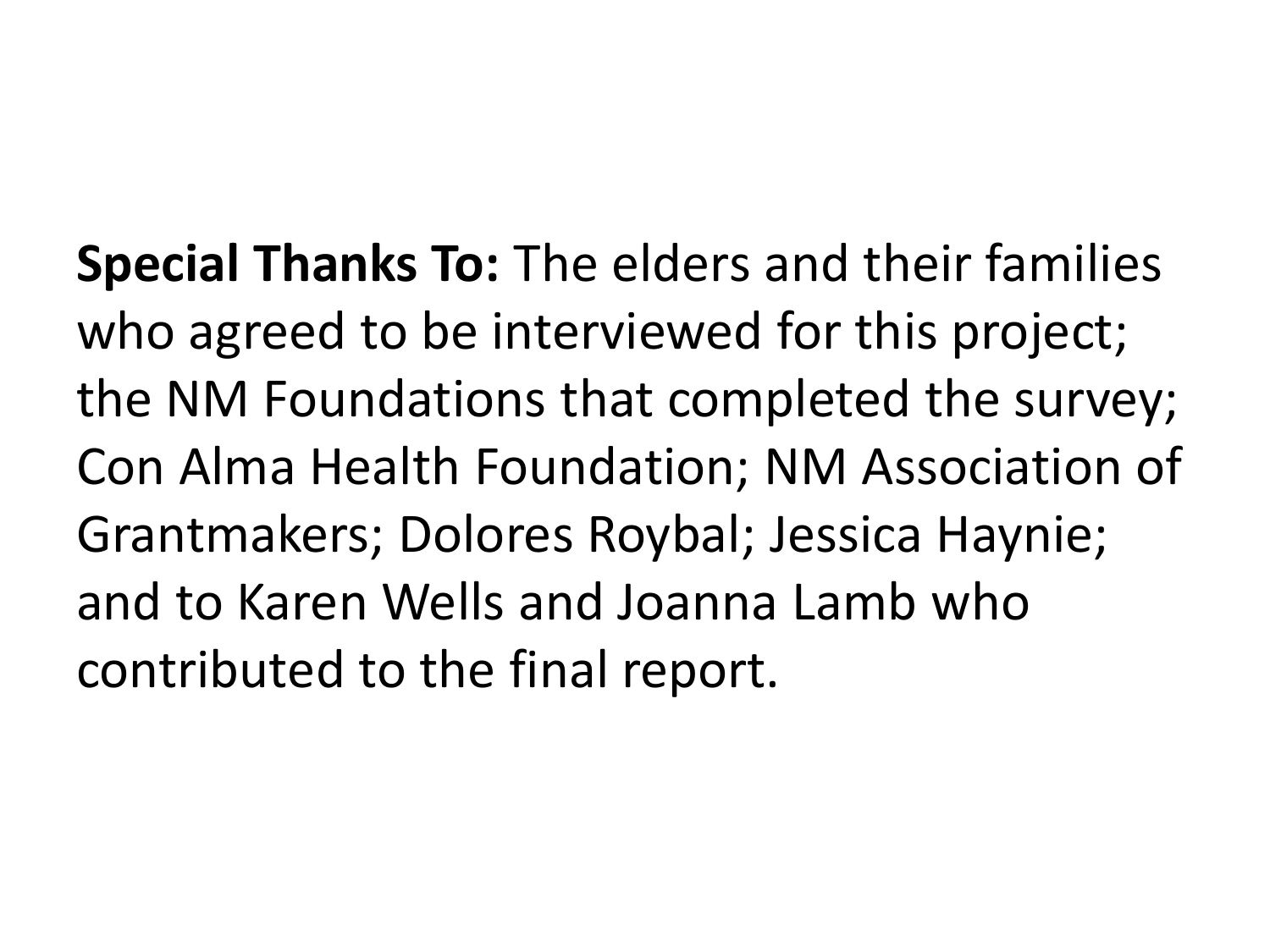**Special Thanks To:** The elders and their families who agreed to be interviewed for this project; the NM Foundations that completed the survey; Con Alma Health Foundation; NM Association of Grantmakers; Dolores Roybal; Jessica Haynie; and to Karen Wells and Joanna Lamb who contributed to the final report.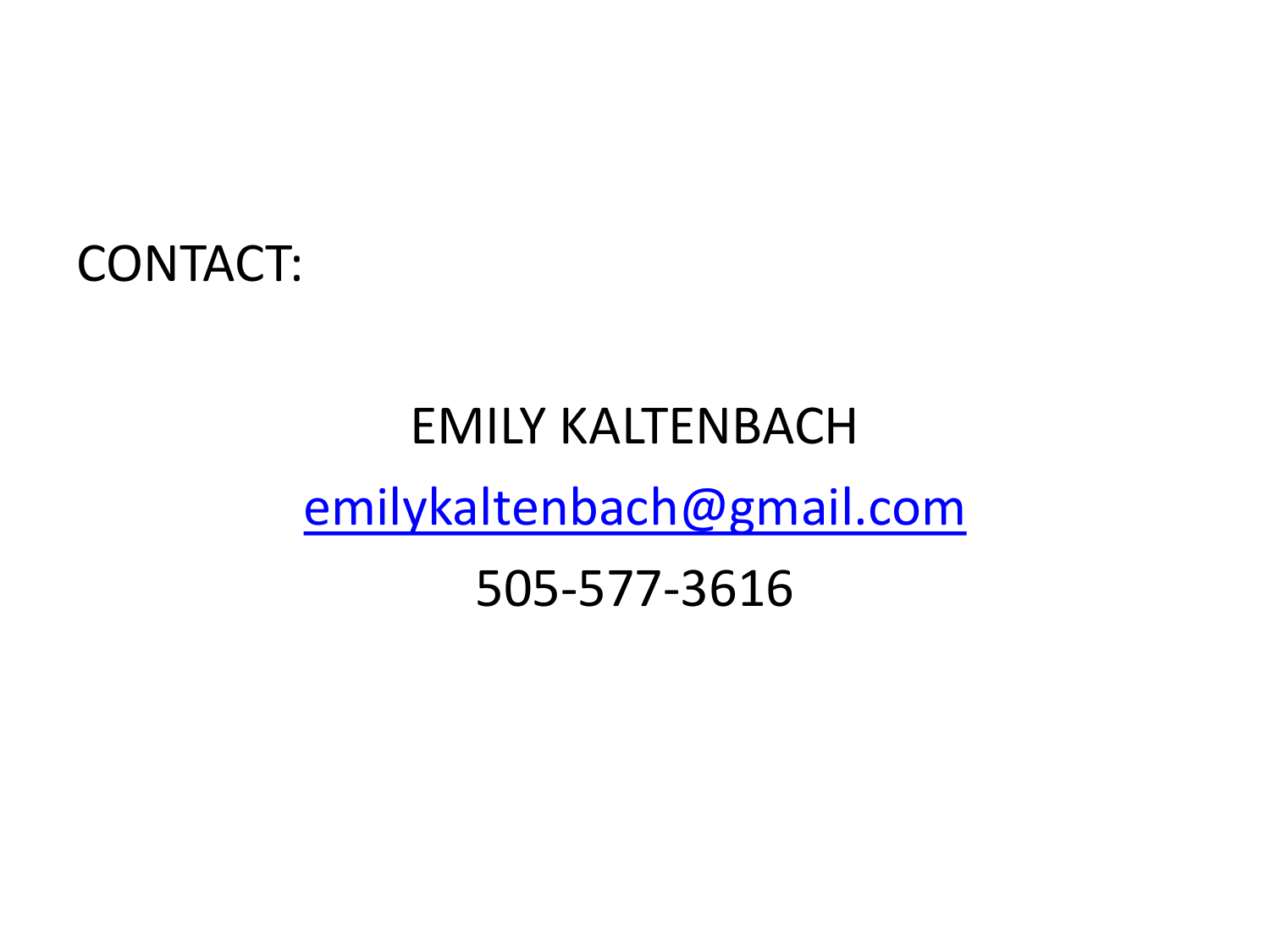CONTACT:

EMILY KALTENBACH

emilykaltenbach@gmail.com

505-577-3616